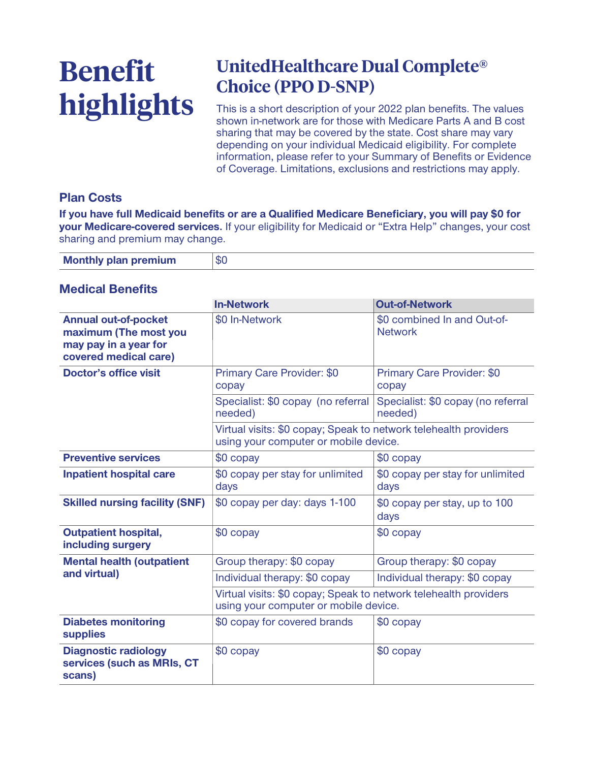# Benefit highlights

## UnitedHealthcare Dual Complete® Choice (PPO D-SNP)

This is a short description of your 2022 plan benefits. The values shown in-network are for those with Medicare Parts A and B cost sharing that may be covered by the state. Cost share may vary depending on your individual Medicaid eligibility. For complete information, please refer to your Summary of Benefits or Evidence of Coverage. Limitations, exclusions and restrictions may apply.

### Plan Costs

**If you have full Medicaid benefits or are a Qualified Medicare Beneficiary, you will pay $0 for your Medicare-covered services.** If your eligibility for Medicaid or "Extra Help" changes, your cost sharing and premium may change.

| Monthly plan premium | $0 |
|---|---|

### Medical Benefits

| | In-Network | Out-of-Network |
|---|---|---|
| **Annual out-of-pocket maximum (The most you may pay in a year for covered medical care)** | $0 In-Network | $0 combined In and Out-of-Network |
| **Doctor's office visit** | Primary Care Provider: $0 copay | Primary Care Provider: $0 copay |
| | Specialist: $0 copay (no referral needed) | Specialist: $0 copay (no referral needed) |
| | Virtual visits: $0 copay; Speak to network telehealth providers using your computer or mobile device. | |
| **Preventive services** | $0 copay | $0 copay |
| **Inpatient hospital care** | $0 copay per stay for unlimited days | $0 copay per stay for unlimited days |
| **Skilled nursing facility (SNF)** | $0 copay per day: days 1-100 | $0 copay per stay, up to 100 days |
| **Outpatient hospital, including surgery** | $0 copay | $0 copay |
| **Mental health (outpatient and virtual)** | Group therapy: $0 copay | Group therapy: $0 copay |
| | Individual therapy: $0 copay | Individual therapy: $0 copay |
| | Virtual visits: $0 copay; Speak to network telehealth providers using your computer or mobile device. | |
| **Diabetes monitoring supplies** | $0 copay for covered brands | $0 copay |
| **Diagnostic radiology services (such as MRIs, CT scans)** | $0 copay | $0 copay |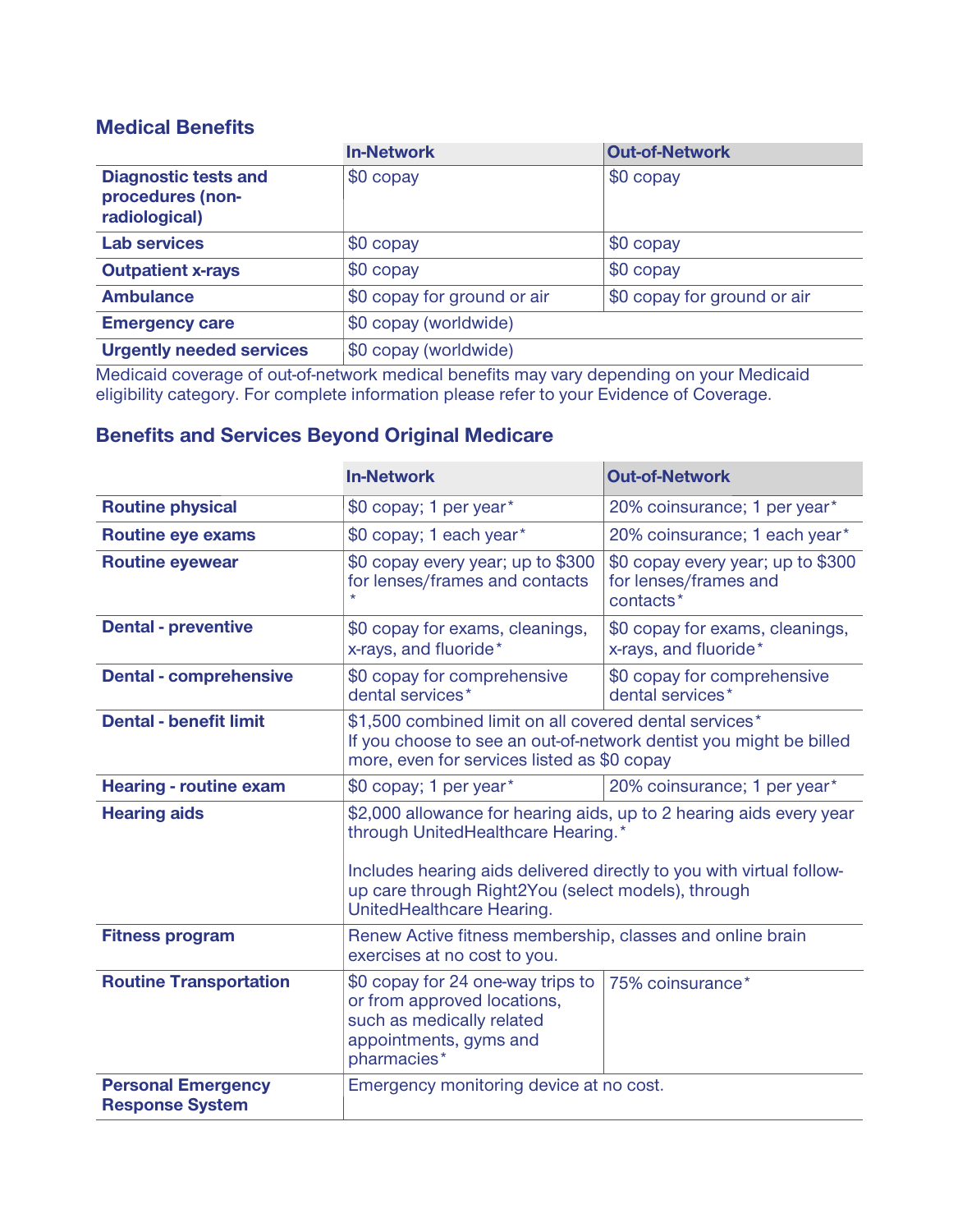## Medical Benefits

| | In-Network | Out-of-Network |
|---|---|---|
| **Diagnostic tests and procedures (non-radiological)** | $0 copay | $0 copay |
| **Lab services** | $0 copay | $0 copay |
| **Outpatient x-rays** | $0 copay | $0 copay |
| **Ambulance** | $0 copay for ground or air | $0 copay for ground or air |
| **Emergency care** | $0 copay (worldwide) | |
| **Urgently needed services** | $0 copay (worldwide) | |

Medicaid coverage of out-of-network medical benefits may vary depending on your Medicaid eligibility category. For complete information please refer to your Evidence of Coverage.

## Benefits and Services Beyond Original Medicare

| | In-Network | Out-of-Network |
|---|---|---|
| **Routine physical** | $0 copay; 1 per year* | 20% coinsurance; 1 per year* |
| **Routine eye exams** | $0 copay; 1 each year* | 20% coinsurance; 1 each year* |
| **Routine eyewear** | $0 copay every year; up to $300 for lenses/frames and contacts * | $0 copay every year; up to $300 for lenses/frames and contacts* |
| **Dental - preventive** | $0 copay for exams, cleanings, x-rays, and fluoride* | $0 copay for exams, cleanings, x-rays, and fluoride* |
| **Dental - comprehensive** | $0 copay for comprehensive dental services* | $0 copay for comprehensive dental services* |
| **Dental - benefit limit** | $1,500 combined limit on all covered dental services*<br>If you choose to see an out-of-network dentist you might be billed more, even for services listed as $0 copay | |
| **Hearing - routine exam** | $0 copay; 1 per year* | 20% coinsurance; 1 per year* |
| **Hearing aids** | $2,000 allowance for hearing aids, up to 2 hearing aids every year through UnitedHealthcare Hearing.*<br><br>Includes hearing aids delivered directly to you with virtual follow-up care through Right2You (select models), through UnitedHealthcare Hearing. | |
| **Fitness program** | Renew Active fitness membership, classes and online brain exercises at no cost to you. | |
| **Routine Transportation** | $0 copay for 24 one-way trips to or from approved locations, such as medically related appointments, gyms and pharmacies* | 75% coinsurance* |
| **Personal Emergency Response System** | Emergency monitoring device at no cost. | |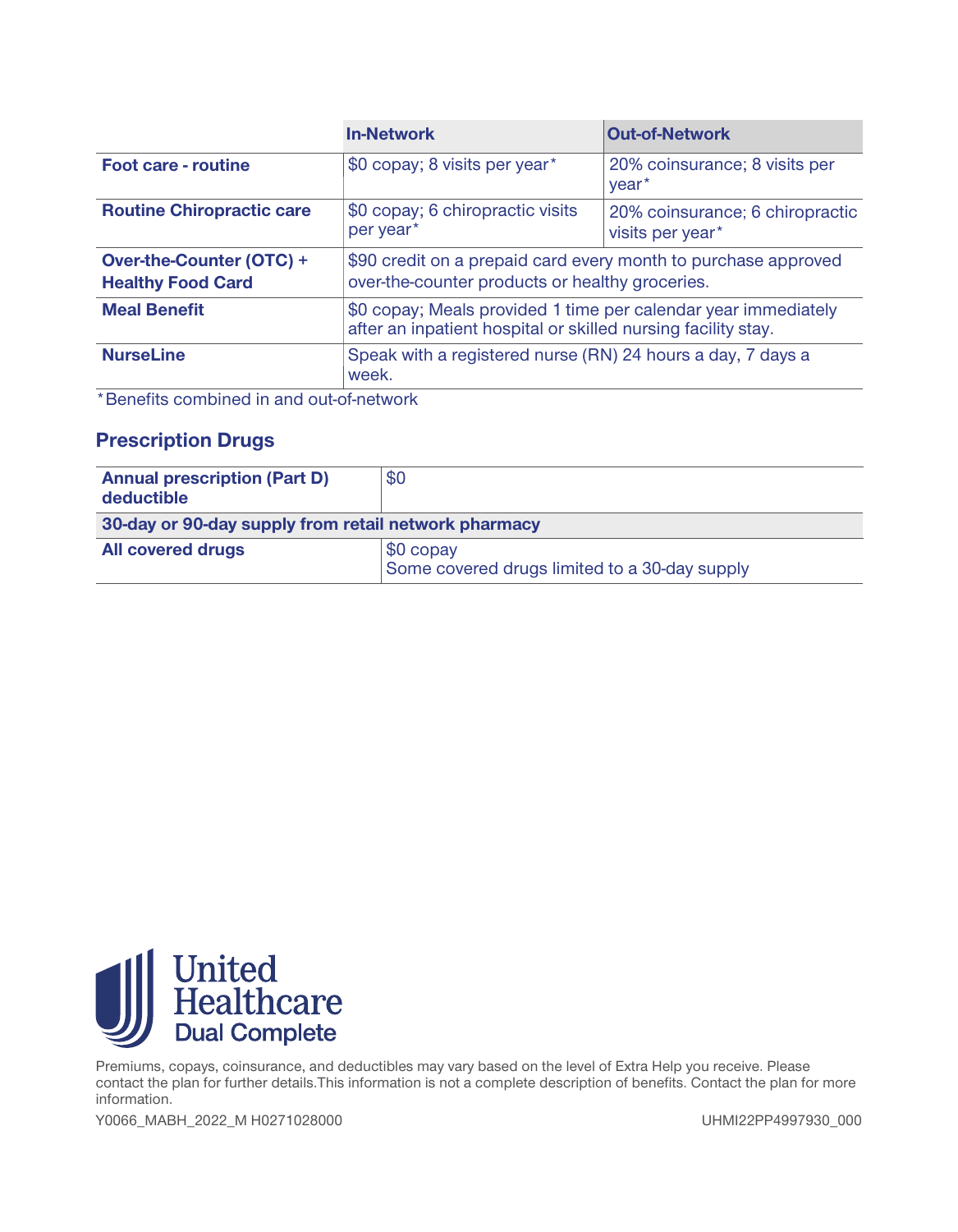| | In-Network | Out-of-Network |
|---|---|---|
| **Foot care - routine** | $0 copay; 8 visits per year* | 20% coinsurance; 8 visits per year* |
| **Routine Chiropractic care** | $0 copay; 6 chiropractic visits per year* | 20% coinsurance; 6 chiropractic visits per year* |
| **Over-the-Counter (OTC) + Healthy Food Card** | $90 credit on a prepaid card every month to purchase approved over-the-counter products or healthy groceries. | |
| **Meal Benefit** | $0 copay; Meals provided 1 time per calendar year immediately after an inpatient hospital or skilled nursing facility stay. | |
| **NurseLine** | Speak with a registered nurse (RN) 24 hours a day, 7 days a week. | |

*Benefits combined in and out-of-network

## Prescription Drugs

| | |
|---|---|
| **Annual prescription (Part D) deductible** | $0 |
| **30-day or 90-day supply from retail network pharmacy** | |
| **All covered drugs** | $0 copay<br>Some covered drugs limited to a 30-day supply |

United Healthcare Dual Complete

Premiums, copays, coinsurance, and deductibles may vary based on the level of Extra Help you receive. Please contact the plan for further details.This information is not a complete description of benefits. Contact the plan for more information.

Y0066_MABH_2022_M H0271028000

UHMI22PP4997930_000